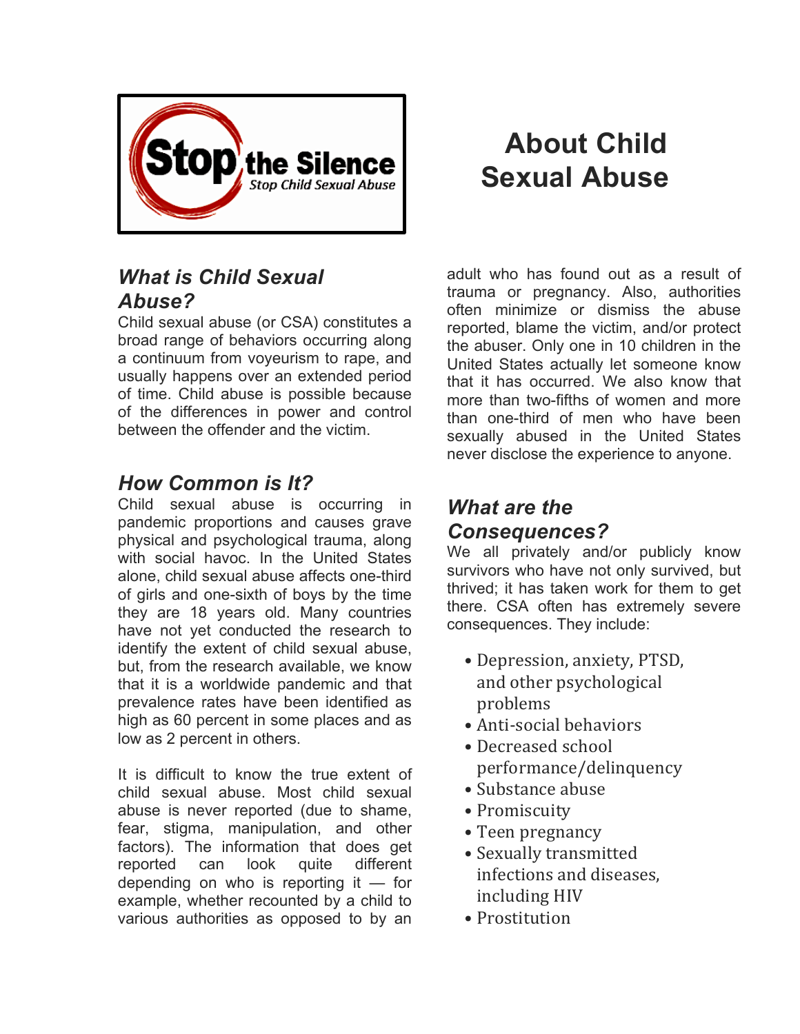Stop the Silence
Stop Child Sexual Abuse

# About Child Sexual Abuse

## *What is Child Sexual Abuse?*

Child sexual abuse (or CSA) constitutes a broad range of behaviors occurring along a continuum from voyeurism to rape, and usually happens over an extended period of time. Child abuse is possible because of the differences in power and control between the offender and the victim.

## *How Common is It?*

Child sexual abuse is occurring in pandemic proportions and causes grave physical and psychological trauma, along with social havoc. In the United States alone, child sexual abuse affects one-third of girls and one-sixth of boys by the time they are 18 years old. Many countries have not yet conducted the research to identify the extent of child sexual abuse, but, from the research available, we know that it is a worldwide pandemic and that prevalence rates have been identified as high as 60 percent in some places and as low as 2 percent in others.

It is difficult to know the true extent of child sexual abuse. Most child sexual abuse is never reported (due to shame, fear, stigma, manipulation, and other factors). The information that does get reported can look quite different depending on who is reporting it — for example, whether recounted by a child to various authorities as opposed to by an adult who has found out as a result of trauma or pregnancy. Also, authorities often minimize or dismiss the abuse reported, blame the victim, and/or protect the abuser. Only one in 10 children in the United States actually let someone know that it has occurred. We also know that more than two-fifths of women and more than one-third of men who have been sexually abused in the United States never disclose the experience to anyone.

## *What are the Consequences?*

We all privately and/or publicly know survivors who have not only survived, but thrived; it has taken work for them to get there. CSA often has extremely severe consequences. They include:

- Depression, anxiety, PTSD, and other psychological problems
- Anti-social behaviors
- Decreased school performance/delinquency
- Substance abuse
- Promiscuity
- Teen pregnancy
- Sexually transmitted infections and diseases, including HIV
- Prostitution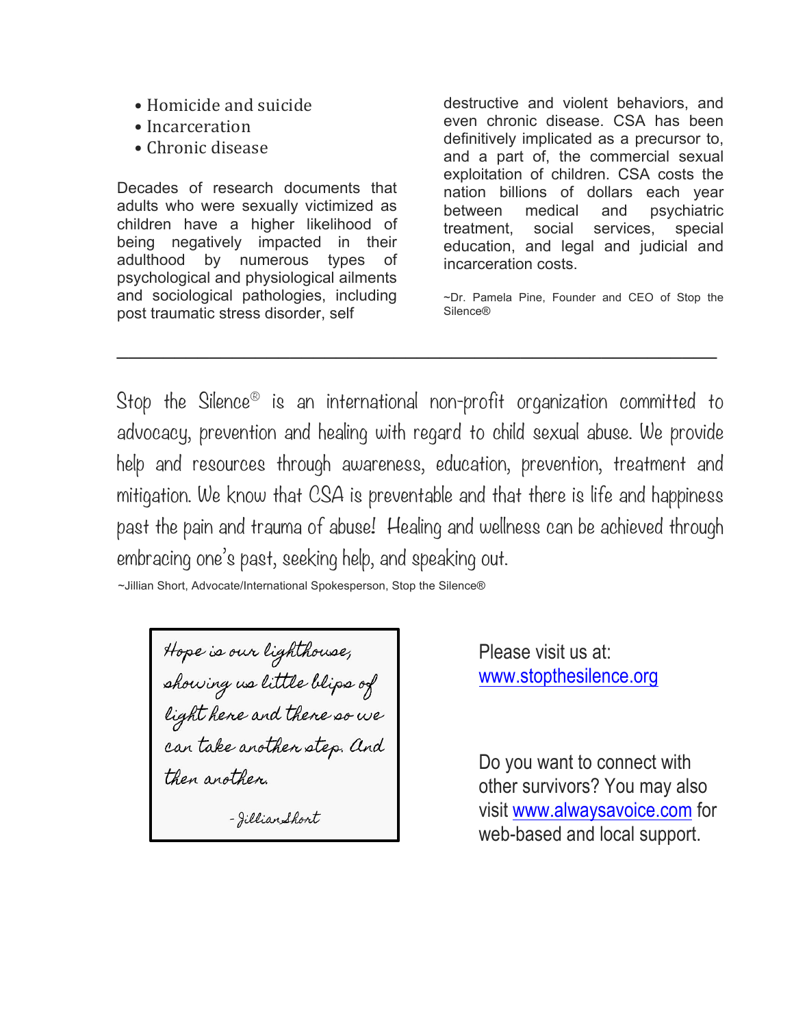- Homicide and suicide
- Incarceration
- Chronic disease

Decades of research documents that adults who were sexually victimized as children have a higher likelihood of being negatively impacted in their adulthood by numerous types of psychological and physiological ailments and sociological pathologies, including post traumatic stress disorder, self destructive and violent behaviors, and even chronic disease. CSA has been definitively implicated as a precursor to, and a part of, the commercial sexual exploitation of children. CSA costs the nation billions of dollars each year between medical and psychiatric treatment, social services, special education, and legal and judicial and incarceration costs.

~Dr. Pamela Pine, Founder and CEO of Stop the Silence®

---

Stop the Silence® is an international non-profit organization committed to advocacy, prevention and healing with regard to child sexual abuse. We provide help and resources through awareness, education, prevention, treatment and mitigation. We know that CSA is preventable and that there is life and happiness past the pain and trauma of abuse! Healing and wellness can be achieved through embracing one's past, seeking help, and speaking out.

~Jillian Short, Advocate/International Spokesperson, Stop the Silence®

*Hope is our lighthouse, showing us little blips of light here and there so we can take another step. And then another.*

*-Jillian Short*

Please visit us at: www.stopthesilence.org

Do you want to connect with other survivors? You may also visit www.alwaysavoice.com for web-based and local support.